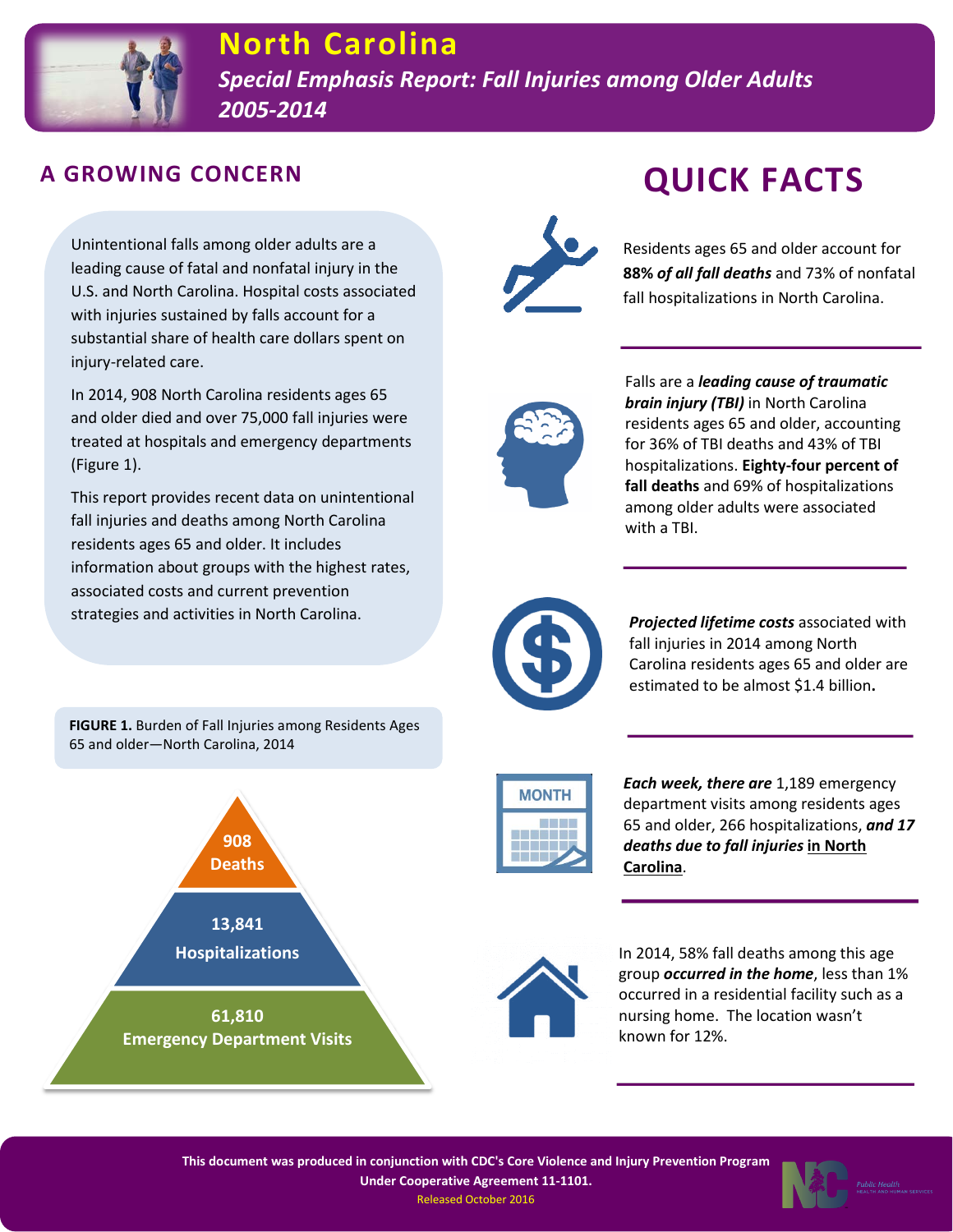# North Carolina

## *Special Emphasis Report: Fall Injuries among Older Adults 2005-2014*

## A GROWING CONCERN

Unintentional falls among older adults are a leading cause of fatal and nonfatal injury in the U.S. and North Carolina. Hospital costs associated with injuries sustained by falls account for a substantial share of health care dollars spent on injury-related care.

In 2014, 908 North Carolina residents ages 65 and older died and over 75,000 fall injuries were treated at hospitals and emergency departments (Figure 1).

This report provides recent data on unintentional fall injuries and deaths among North Carolina residents ages 65 and older. It includes information about groups with the highest rates, associated costs and current prevention strategies and activities in North Carolina.

**FIGURE 1.** Burden of Fall Injuries among Residents Ages 65 and older—North Carolina, 2014

- **908 Deaths**
- **13,841 Hospitalizations**
- **61,810 Emergency Department Visits**

## QUICK FACTS

Residents ages 65 and older account for ***88% of all fall deaths*** and 73% of nonfatal fall hospitalizations in North Carolina.

Falls are a ***leading cause of traumatic brain injury (TBI)*** in North Carolina residents ages 65 and older, accounting for 36% of TBI deaths and 43% of TBI hospitalizations. **Eighty-four percent of fall deaths** and 69% of hospitalizations among older adults were associated with a TBI.

***Projected lifetime costs*** associated with fall injuries in 2014 among North Carolina residents ages 65 and older are estimated to be almost $1.4 billion**.**

***Each week, there are*** 1,189 emergency department visits among residents ages 65 and older, 266 hospitalizations, ***and 17 deaths due to fall injuries*** **in North Carolina**.

In 2014, 58% fall deaths among this age group ***occurred in the home***, less than 1% occurred in a residential facility such as a nursing home. The location wasn't known for 12%.

**This document was produced in conjunction with CDC's Core Violence and Injury Prevention Program Under Cooperative Agreement 11-1101.**

Released October 2016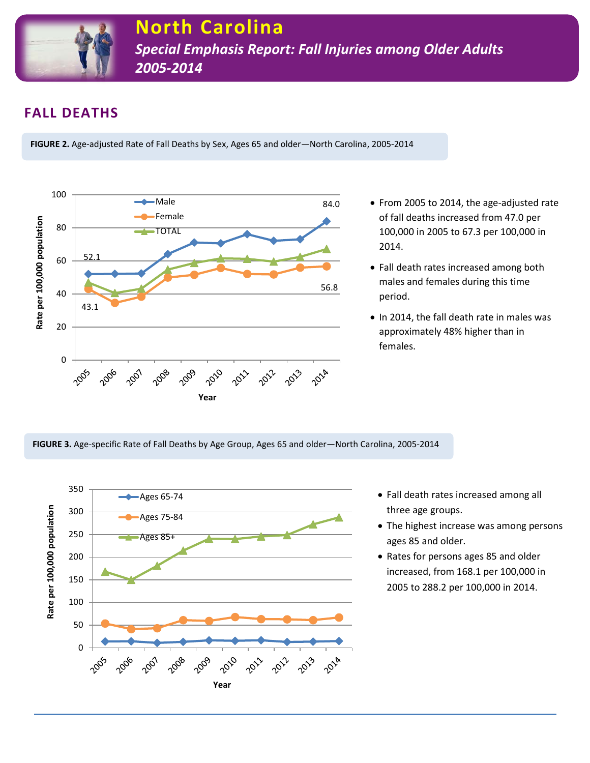# North Carolina

*Special Emphasis Report: Fall Injuries among Older Adults 2005-2014*

## FALL DEATHS

**FIGURE 2.** Age-adjusted Rate of Fall Deaths by Sex, Ages 65 and older—North Carolina, 2005-2014

- From 2005 to 2014, the age-adjusted rate of fall deaths increased from 47.0 per 100,000 in 2005 to 67.3 per 100,000 in 2014.
- Fall death rates increased among both males and females during this time period.
- In 2014, the fall death rate in males was approximately 48% higher than in females.

**FIGURE 3.** Age-specific Rate of Fall Deaths by Age Group, Ages 65 and older—North Carolina, 2005-2014

- Fall death rates increased among all three age groups.
- The highest increase was among persons ages 85 and older.
- Rates for persons ages 85 and older increased, from 168.1 per 100,000 in 2005 to 288.2 per 100,000 in 2014.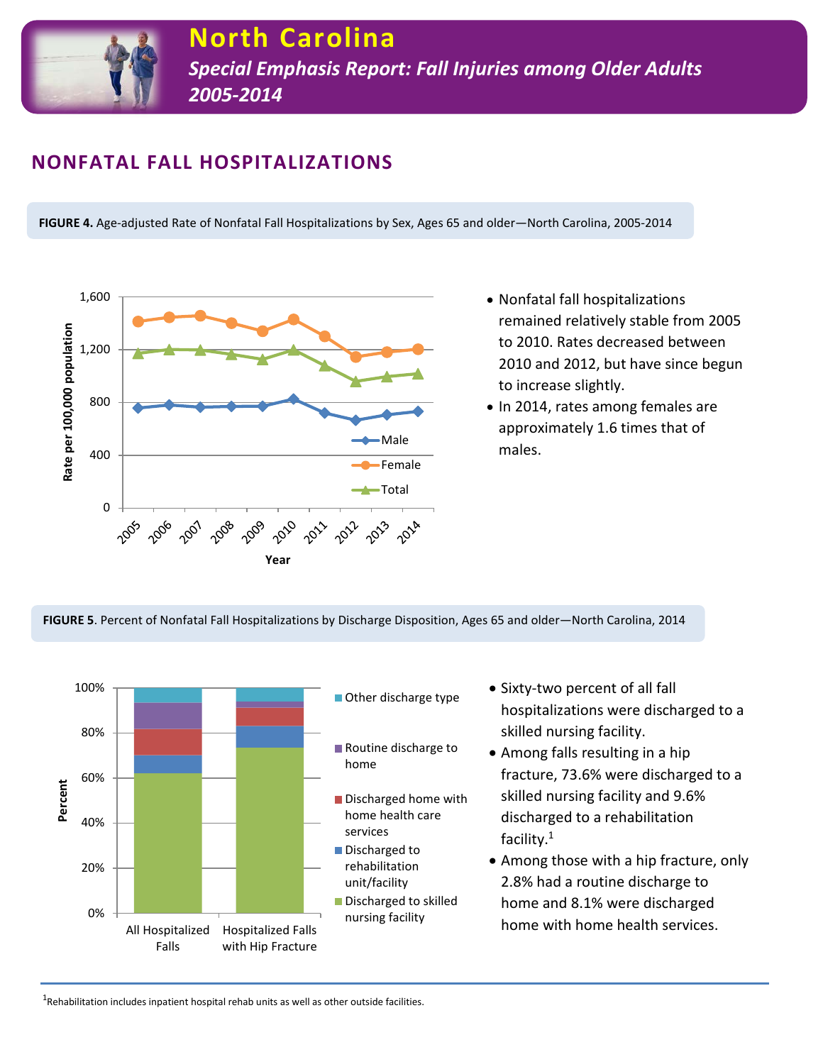# North Carolina

## *Special Emphasis Report: Fall Injuries among Older Adults 2005-2014*

## NONFATAL FALL HOSPITALIZATIONS

**FIGURE 4.** Age-adjusted Rate of Nonfatal Fall Hospitalizations by Sex, Ages 65 and older—North Carolina, 2005-2014

- Nonfatal fall hospitalizations remained relatively stable from 2005 to 2010. Rates decreased between 2010 and 2012, but have since begun to increase slightly.
- In 2014, rates among females are approximately 1.6 times that of males.

**FIGURE 5**. Percent of Nonfatal Fall Hospitalizations by Discharge Disposition, Ages 65 and older—North Carolina, 2014

- Sixty-two percent of all fall hospitalizations were discharged to a skilled nursing facility.
- Among falls resulting in a hip fracture, 73.6% were discharged to a skilled nursing facility and 9.6% discharged to a rehabilitation facility.[1]
- Among those with a hip fracture, only 2.8% had a routine discharge to home and 8.1% were discharged home with home health services.

---

[1]Rehabilitation includes inpatient hospital rehab units as well as other outside facilities.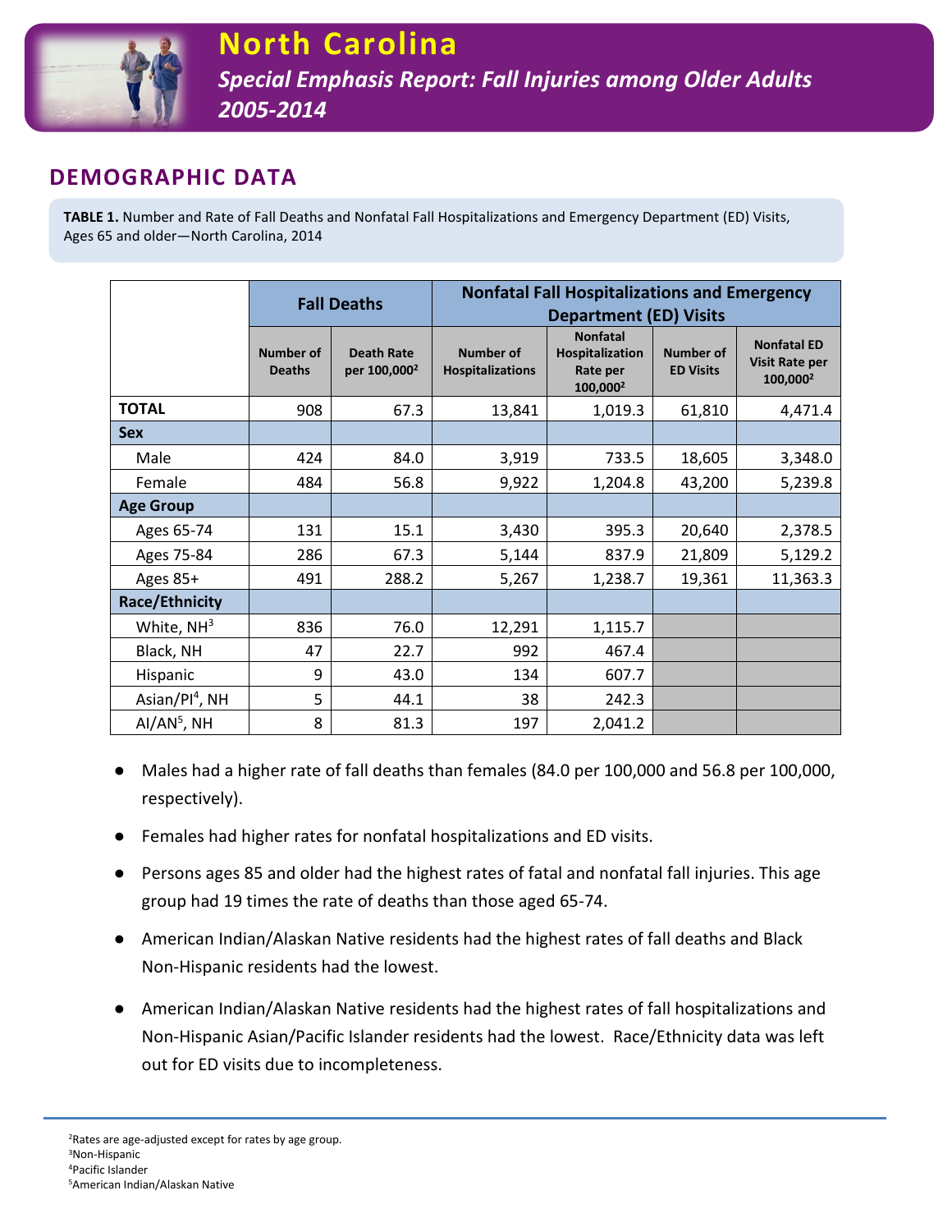# North Carolina

## *Special Emphasis Report: Fall Injuries among Older Adults 2005-2014*

## DEMOGRAPHIC DATA

**TABLE 1.** Number and Rate of Fall Deaths and Nonfatal Fall Hospitalizations and Emergency Department (ED) Visits, Ages 65 and older—North Carolina, 2014

| | Fall Deaths | | Nonfatal Fall Hospitalizations and Emergency Department (ED) Visits | | | |
|---|---|---|---|---|---|---|
| | Number of Deaths | Death Rate per 100,000[2] | Number of Hospitalizations | Nonfatal Hospitalization Rate per 100,000[2] | Number of ED Visits | Nonfatal ED Visit Rate per 100,000[2] |
| **TOTAL** | 908 | 67.3 | 13,841 | 1,019.3 | 61,810 | 4,471.4 |
| **Sex** | | | | | | |
| Male | 424 | 84.0 | 3,919 | 733.5 | 18,605 | 3,348.0 |
| Female | 484 | 56.8 | 9,922 | 1,204.8 | 43,200 | 5,239.8 |
| **Age Group** | | | | | | |
| Ages 65-74 | 131 | 15.1 | 3,430 | 395.3 | 20,640 | 2,378.5 |
| Ages 75-84 | 286 | 67.3 | 5,144 | 837.9 | 21,809 | 5,129.2 |
| Ages 85+ | 491 | 288.2 | 5,267 | 1,238.7 | 19,361 | 11,363.3 |
| **Race/Ethnicity** | | | | | | |
| White, NH[3] | 836 | 76.0 | 12,291 | 1,115.7 | | |
| Black, NH | 47 | 22.7 | 992 | 467.4 | | |
| Hispanic | 9 | 43.0 | 134 | 607.7 | | |
| Asian/PI[4], NH | 5 | 44.1 | 38 | 242.3 | | |
| AI/AN[5], NH | 8 | 81.3 | 197 | 2,041.2 | | |

- Males had a higher rate of fall deaths than females (84.0 per 100,000 and 56.8 per 100,000, respectively).
- Females had higher rates for nonfatal hospitalizations and ED visits.
- Persons ages 85 and older had the highest rates of fatal and nonfatal fall injuries. This age group had 19 times the rate of deaths than those aged 65-74.
- American Indian/Alaskan Native residents had the highest rates of fall deaths and Black Non-Hispanic residents had the lowest.
- American Indian/Alaskan Native residents had the highest rates of fall hospitalizations and Non-Hispanic Asian/Pacific Islander residents had the lowest. Race/Ethnicity data was left out for ED visits due to incompleteness.

---

[2]Rates are age-adjusted except for rates by age group.
[3]Non-Hispanic
[4]Pacific Islander
[5]American Indian/Alaskan Native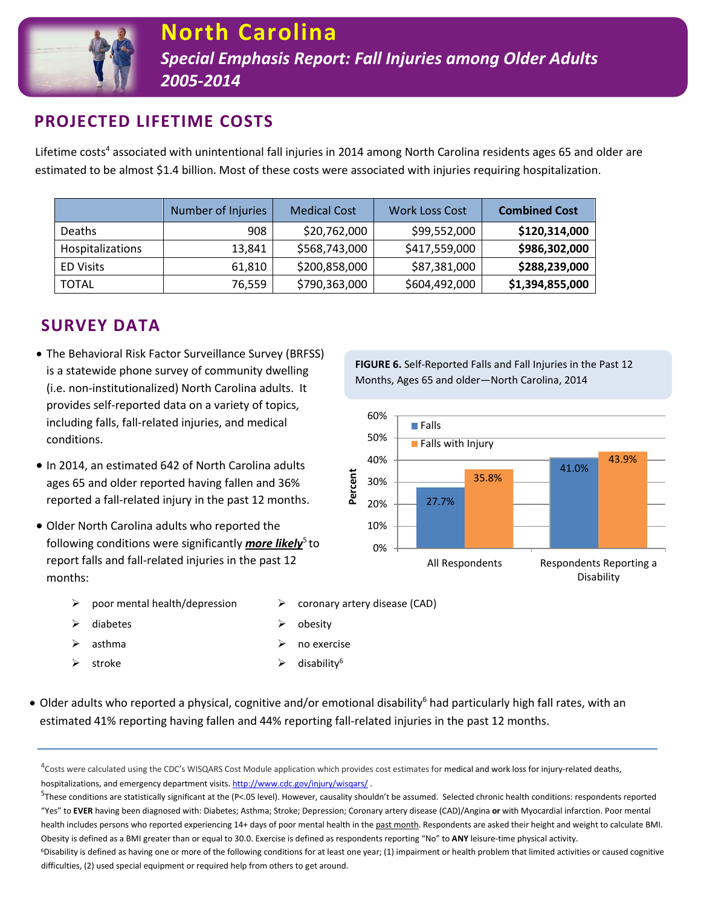# North Carolina

## *Special Emphasis Report: Fall Injuries among Older Adults 2005-2014*

## PROJECTED LIFETIME COSTS

Lifetime costs[4] associated with unintentional fall injuries in 2014 among North Carolina residents ages 65 and older are estimated to be almost $1.4 billion. Most of these costs were associated with injuries requiring hospitalization.

| | Number of Injuries | Medical Cost | Work Loss Cost | **Combined Cost** |
|---|---|---|---|---|
| Deaths | 908 | $20,762,000 | $99,552,000 | **$120,314,000** |
| Hospitalizations | 13,841 | $568,743,000 | $417,559,000 | **$986,302,000** |
| ED Visits | 61,810 | $200,858,000 | $87,381,000 | **$288,239,000** |
| TOTAL | 76,559 | $790,363,000 | $604,492,000 | **$1,394,855,000** |

## SURVEY DATA

- The Behavioral Risk Factor Surveillance Survey (BRFSS) is a statewide phone survey of community dwelling (i.e. non-institutionalized) North Carolina adults. It provides self-reported data on a variety of topics, including falls, fall-related injuries, and medical conditions.
- In 2014, an estimated 642 of North Carolina adults ages 65 and older reported having fallen and 36% reported a fall-related injury in the past 12 months.
- Older North Carolina adults who reported the following conditions were significantly ***more likely***[5] to report falls and fall-related injuries in the past 12 months:

**FIGURE 6.** Self-Reported Falls and Fall Injuries in the Past 12 Months, Ages 65 and older—North Carolina, 2014

| | Falls | Falls with Injury |
|---|---|---|
| All Respondents | 27.7% | 35.8% |
| Respondents Reporting a Disability | 41.0% | 43.9% |

- poor mental health/depression
- diabetes
- asthma
- stroke
- coronary artery disease (CAD)
- obesity
- no exercise
- disability[6]

- Older adults who reported a physical, cognitive and/or emotional disability[6] had particularly high fall rates, with an estimated 41% reporting having fallen and 44% reporting fall-related injuries in the past 12 months.

---

[4]Costs were calculated using the CDC's WISQARS Cost Module application which provides cost estimates for medical and work loss for injury-related deaths, hospitalizations, and emergency department visits. http://www.cdc.gov/injury/wisqars/ .

[5]These conditions are statistically significant at the (P<.05 level). However, causality shouldn't be assumed. Selected chronic health conditions: respondents reported "Yes" to **EVER** having been diagnosed with: Diabetes; Asthma; Stroke; Depression; Coronary artery disease (CAD)/Angina **or** with Myocardial infarction. Poor mental health includes persons who reported experiencing 14+ days of poor mental health in the past month. Respondents are asked their height and weight to calculate BMI. Obesity is defined as a BMI greater than or equal to 30.0. Exercise is defined as respondents reporting "No" to **ANY** leisure-time physical activity.

[6]Disability is defined as having one or more of the following conditions for at least one year; (1) impairment or health problem that limited activities or caused cognitive difficulties, (2) used special equipment or required help from others to get around.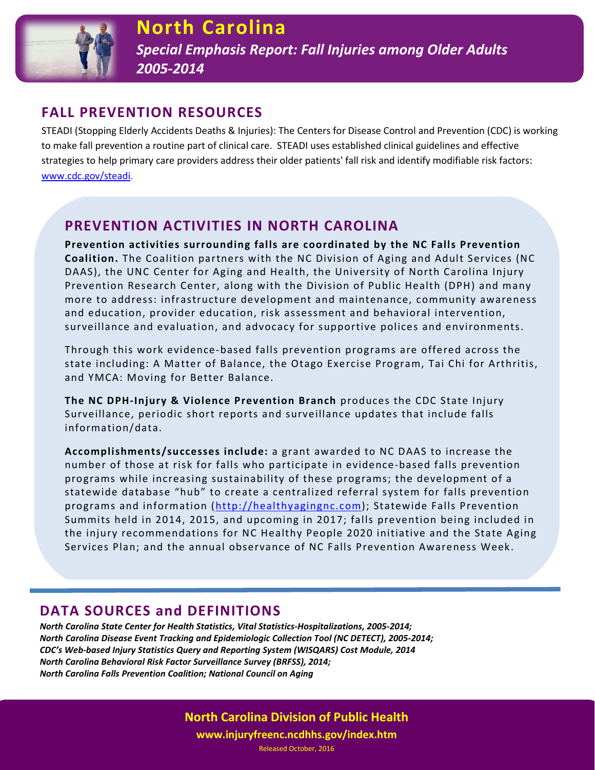# North Carolina

***Special Emphasis Report: Fall Injuries among Older Adults 2005-2014***

## FALL PREVENTION RESOURCES

STEADI (Stopping Elderly Accidents Deaths & Injuries): The Centers for Disease Control and Prevention (CDC) is working to make fall prevention a routine part of clinical care. STEADI uses established clinical guidelines and effective strategies to help primary care providers address their older patients' fall risk and identify modifiable risk factors: www.cdc.gov/steadi.

## PREVENTION ACTIVITIES IN NORTH CAROLINA

**Prevention activities surrounding falls are coordinated by the NC Falls Prevention Coalition.** The Coalition partners with the NC Division of Aging and Adult Services (NC DAAS), the UNC Center for Aging and Health, the University of North Carolina Injury Prevention Research Center, along with the Division of Public Health (DPH) and many more to address: infrastructure development and maintenance, community awareness and education, provider education, risk assessment and behavioral intervention, surveillance and evaluation, and advocacy for supportive polices and environments.

Through this work evidence-based falls prevention programs are offered across the state including: A Matter of Balance, the Otago Exercise Program, Tai Chi for Arthritis, and YMCA: Moving for Better Balance.

**The NC DPH-Injury & Violence Prevention Branch** produces the CDC State Injury Surveillance, periodic short reports and surveillance updates that include falls information/data.

**Accomplishments/successes include:** a grant awarded to NC DAAS to increase the number of those at risk for falls who participate in evidence-based falls prevention programs while increasing sustainability of these programs; the development of a statewide database "hub" to create a centralized referral system for falls prevention programs and information (http://healthyagingnc.com); Statewide Falls Prevention Summits held in 2014, 2015, and upcoming in 2017; falls prevention being included in the injury recommendations for NC Healthy People 2020 initiative and the State Aging Services Plan; and the annual observance of NC Falls Prevention Awareness Week.

## DATA SOURCES and DEFINITIONS

***North Carolina State Center for Health Statistics, Vital Statistics-Hospitalizations, 2005-2014;***
***North Carolina Disease Event Tracking and Epidemiologic Collection Tool (NC DETECT), 2005-2014;***
***CDC's Web-based Injury Statistics Query and Reporting System (WISQARS) Cost Module, 2014***
***North Carolina Behavioral Risk Factor Surveillance Survey (BRFSS), 2014;***
***North Carolina Falls Prevention Coalition; National Council on Aging***

**North Carolina Division of Public Health**

**www.injuryfreenc.ncdhhs.gov/index.htm**

Released October, 2016